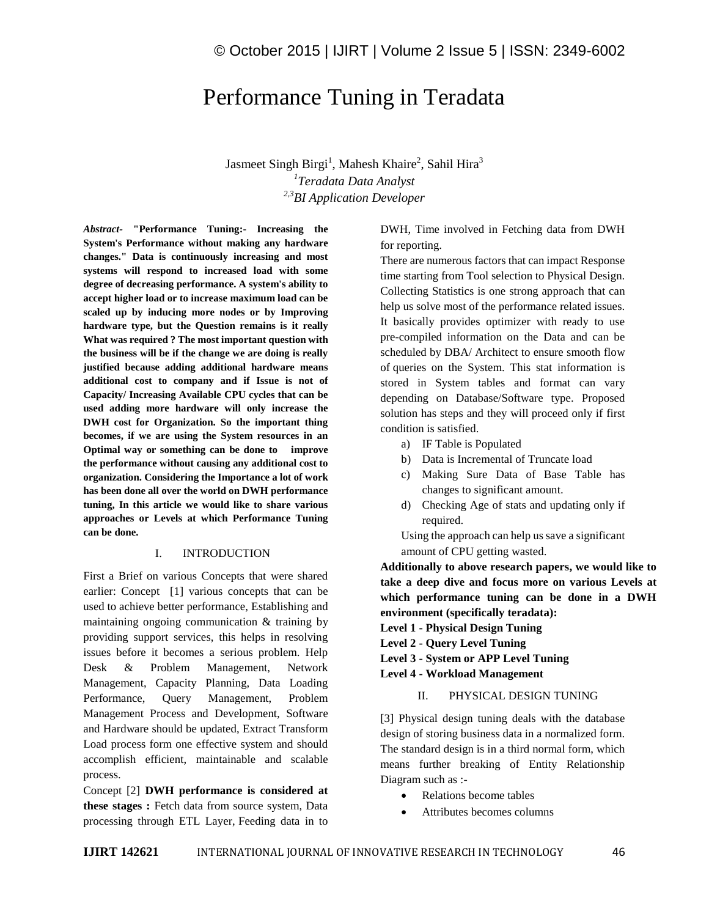# Performance Tuning in Teradata

Jasmeet Singh Birgi[1], Mahesh Khaire[2], Sahil Hira[3]

[1]*Teradata Data Analyst*

[2,3]*BI Application Developer*

***Abstract*- "Performance Tuning:- Increasing the System's Performance without making any hardware changes." Data is continuously increasing and most systems will respond to increased load with some degree of decreasing performance. A system's ability to accept higher load or to increase maximum load can be scaled up by inducing more nodes or by Improving hardware type, but the Question remains is it really What was required ? The most important question with the business will be if the change we are doing is really justified because adding additional hardware means additional cost to company and if Issue is not of Capacity/ Increasing Available CPU cycles that can be used adding more hardware will only increase the DWH cost for Organization. So the important thing becomes, if we are using the System resources in an Optimal way or something can be done to improve the performance without causing any additional cost to organization. Considering the Importance a lot of work has been done all over the world on DWH performance tuning, In this article we would like to share various approaches or Levels at which Performance Tuning can be done.**

## I. INTRODUCTION

First a Brief on various Concepts that were shared earlier: Concept [1] various concepts that can be used to achieve better performance, Establishing and maintaining ongoing communication & training by providing support services, this helps in resolving issues before it becomes a serious problem. Help Desk & Problem Management, Network Management, Capacity Planning, Data Loading Performance, Query Management, Problem Management Process and Development, Software and Hardware should be updated, Extract Transform Load process form one effective system and should accomplish efficient, maintainable and scalable process.

Concept [2] **DWH performance is considered at these stages :** Fetch data from source system, Data processing through ETL Layer, Feeding data in to DWH, Time involved in Fetching data from DWH for reporting.

There are numerous factors that can impact Response time starting from Tool selection to Physical Design. Collecting Statistics is one strong approach that can help us solve most of the performance related issues. It basically provides optimizer with ready to use pre-compiled information on the Data and can be scheduled by DBA/ Architect to ensure smooth flow of queries on the System. This stat information is stored in System tables and format can vary depending on Database/Software type. Proposed solution has steps and they will proceed only if first condition is satisfied.

a) IF Table is Populated
b) Data is Incremental of Truncate load
c) Making Sure Data of Base Table has changes to significant amount.
d) Checking Age of stats and updating only if required.

Using the approach can help us save a significant amount of CPU getting wasted.

**Additionally to above research papers, we would like to take a deep dive and focus more on various Levels at which performance tuning can be done in a DWH environment (specifically teradata):**

**Level 1 - Physical Design Tuning**
**Level 2 - Query Level Tuning**
**Level 3 - System or APP Level Tuning**
**Level 4 - Workload Management**

## II. PHYSICAL DESIGN TUNING

[3] Physical design tuning deals with the database design of storing business data in a normalized form. The standard design is in a third normal form, which means further breaking of Entity Relationship Diagram such as :-

- Relations become tables
- Attributes becomes columns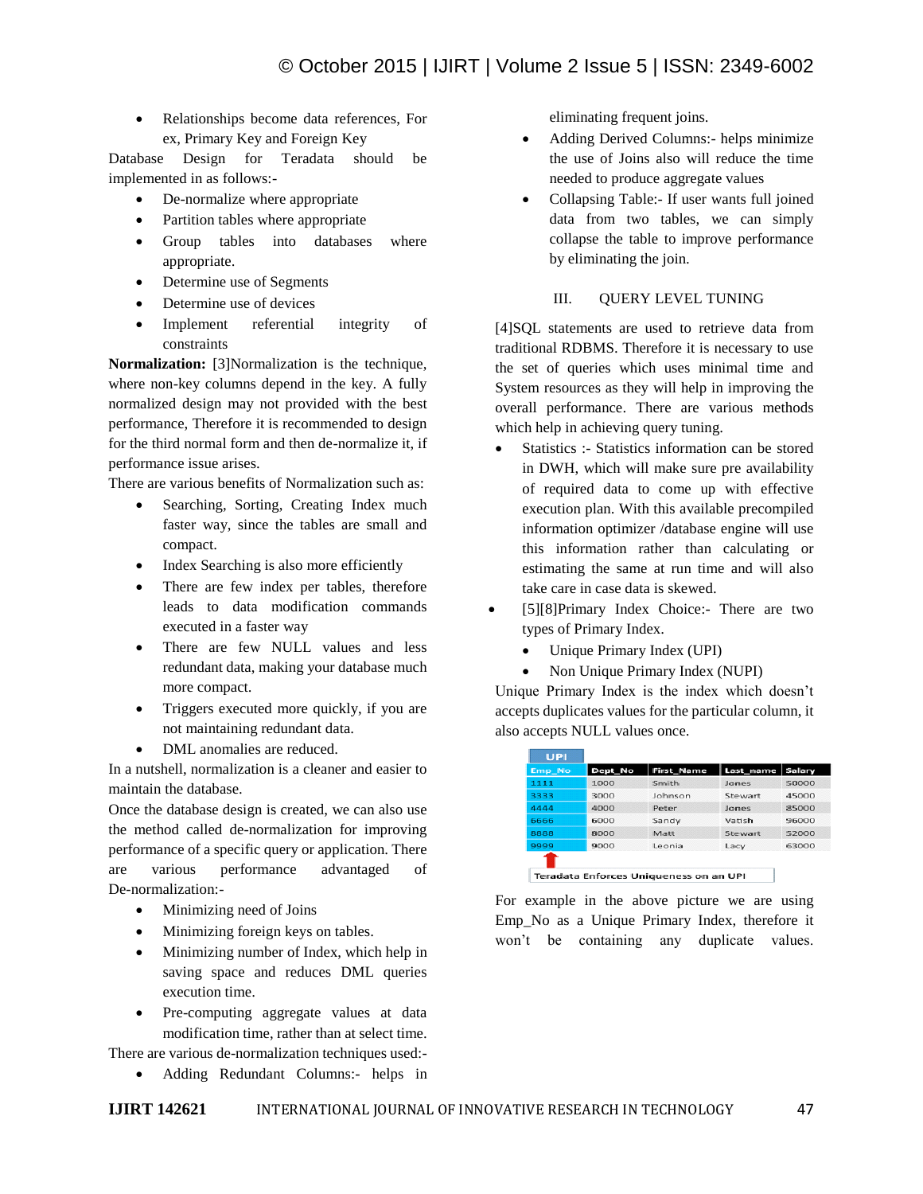- Relationships become data references, For ex, Primary Key and Foreign Key

Database Design for Teradata should be implemented in as follows:-

- De-normalize where appropriate
- Partition tables where appropriate
- Group tables into databases where appropriate.
- Determine use of Segments
- Determine use of devices
- Implement referential integrity of constraints

**Normalization:** [3]Normalization is the technique, where non-key columns depend in the key. A fully normalized design may not provided with the best performance, Therefore it is recommended to design for the third normal form and then de-normalize it, if performance issue arises.

There are various benefits of Normalization such as:

- Searching, Sorting, Creating Index much faster way, since the tables are small and compact.
- Index Searching is also more efficiently
- There are few index per tables, therefore leads to data modification commands executed in a faster way
- There are few NULL values and less redundant data, making your database much more compact.
- Triggers executed more quickly, if you are not maintaining redundant data.
- DML anomalies are reduced.

In a nutshell, normalization is a cleaner and easier to maintain the database.

Once the database design is created, we can also use the method called de-normalization for improving performance of a specific query or application. There are various performance advantaged of De-normalization:-

- Minimizing need of Joins
- Minimizing foreign keys on tables.
- Minimizing number of Index, which help in saving space and reduces DML queries execution time.
- Pre-computing aggregate values at data modification time, rather than at select time.

There are various de-normalization techniques used:-

- Adding Redundant Columns:- helps in eliminating frequent joins.
- Adding Derived Columns:- helps minimize the use of Joins also will reduce the time needed to produce aggregate values
- Collapsing Table:- If user wants full joined data from two tables, we can simply collapse the table to improve performance by eliminating the join.

## III. QUERY LEVEL TUNING

[4]SQL statements are used to retrieve data from traditional RDBMS. Therefore it is necessary to use the set of queries which uses minimal time and System resources as they will help in improving the overall performance. There are various methods which help in achieving query tuning.

- Statistics :- Statistics information can be stored in DWH, which will make sure pre availability of required data to come up with effective execution plan. With this available precompiled information optimizer /database engine will use this information rather than calculating or estimating the same at run time and will also take care in case data is skewed.
- [5][8]Primary Index Choice:- There are two types of Primary Index.
  - Unique Primary Index (UPI)
  - Non Unique Primary Index (NUPI)

Unique Primary Index is the index which doesn't accepts duplicates values for the particular column, it also accepts NULL values once.

| UPI | | | | |
|---|---|---|---|---|
| Emp_No | Dept_No | First_Name | Last_name | Salary |
| 1111 | 1000 | Smith | Jones | 50000 |
| 3333 | 3000 | Johnson | Stewart | 45000 |
| 4444 | 4000 | Peter | Jones | 85000 |
| 6666 | 6000 | Sandy | Vatish | 96000 |
| 8888 | 8000 | Matt | Stewart | 52000 |
| 9999 | 9000 | Leonia | Lacy | 63000 |

Teradata Enforces Uniqueness on an UPI

For example in the above picture we are using Emp_No as a Unique Primary Index, therefore it won't be containing any duplicate values.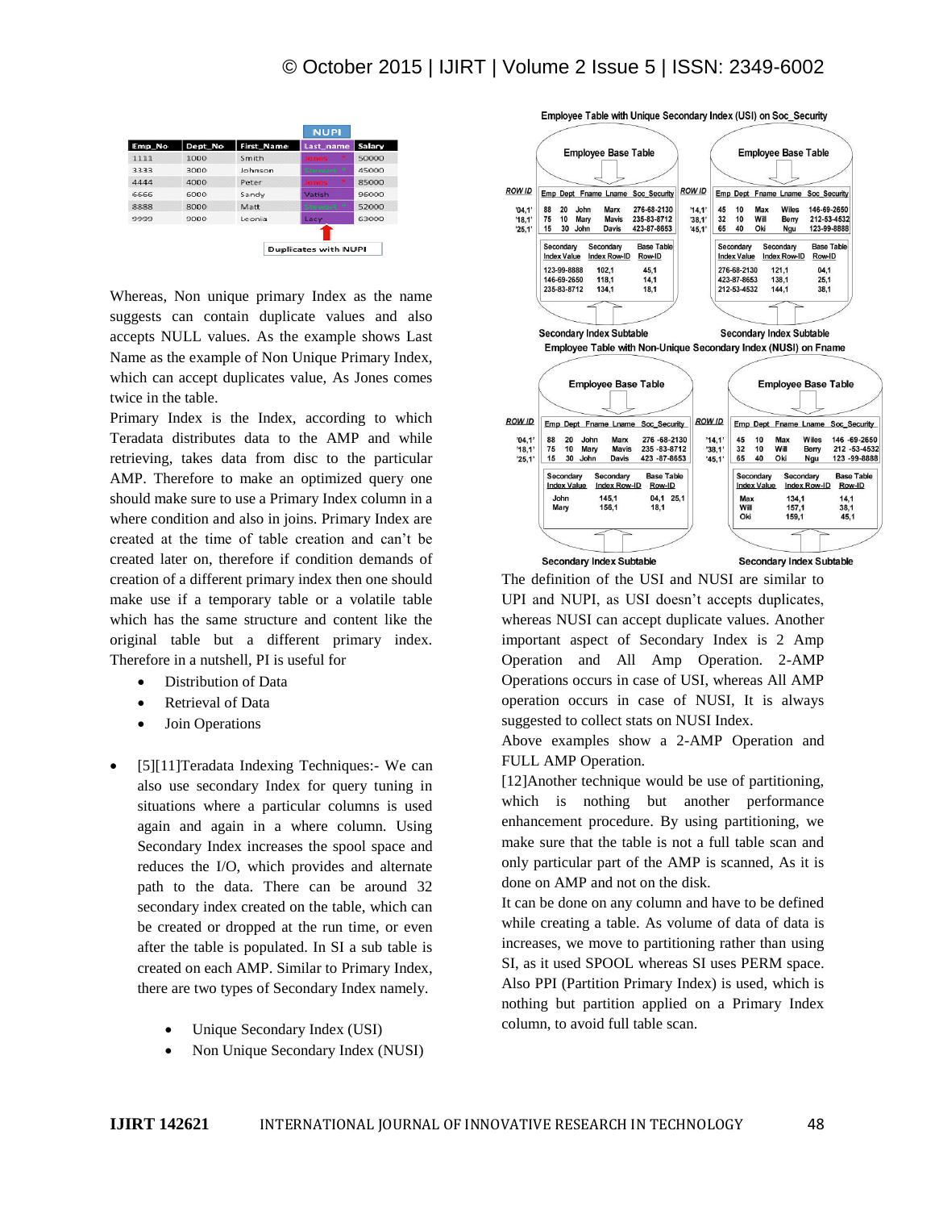| Emp_No | Dept_No | First_Name | Last_name | Salary |
|---|---|---|---|---|
| | | | NUPI | |
| 1111 | 1000 | Smith | Jones | 50000 |
| 3333 | 3000 | Johnson | Stewart | 45000 |
| 4444 | 4000 | Peter | Jones | 85000 |
| 6666 | 6000 | Sandy | Vatish | 96000 |
| 8888 | 8000 | Matt | Stewart | 52000 |
| 9999 | 9000 | Leonia | Lacy | 63000 |

Duplicates with NUPI

Whereas, Non unique primary Index as the name suggests can contain duplicate values and also accepts NULL values. As the example shows Last Name as the example of Non Unique Primary Index, which can accept duplicates value, As Jones comes twice in the table.

Primary Index is the Index, according to which Teradata distributes data to the AMP and while retrieving, takes data from disc to the particular AMP. Therefore to make an optimized query one should make sure to use a Primary Index column in a where condition and also in joins. Primary Index are created at the time of table creation and can't be created later on, therefore if condition demands of creation of a different primary index then one should make use if a temporary table or a volatile table which has the same structure and content like the original table but a different primary index. Therefore in a nutshell, PI is useful for

- Distribution of Data
- Retrieval of Data
- Join Operations

- [5][11]Teradata Indexing Techniques:- We can also use secondary Index for query tuning in situations where a particular columns is used again and again in a where column. Using Secondary Index increases the spool space and reduces the I/O, which provides and alternate path to the data. There can be around 32 secondary index created on the table, which can be created or dropped at the run time, or even after the table is populated. In SI a sub table is created on each AMP. Similar to Primary Index, there are two types of Secondary Index namely.

    - Unique Secondary Index (USI)
    - Non Unique Secondary Index (NUSI)

Employee Table with Unique Secondary Index (USI) on Soc_Security

Employee Base Table (AMP 1)

| ROW ID | Emp | Dept | Fname | Lname | Soc_Security |
|---|---|---|---|---|---|
| '04,1' | 88 | 20 | John | Marx | 276-68-2130 |
| '18,1' | 75 | 10 | Mary | Mavis | 235-83-8712 |
| '25,1' | 15 | 30 | John | Davis | 423-87-8653 |

Secondary Index Subtable (AMP 1)

| Secondary Index Value | Secondary Index Row-ID | Base Table Row-ID |
|---|---|---|
| 123-99-8888 | 102,1 | 45,1 |
| 146-69-2650 | 118,1 | 14,1 |
| 235-83-8712 | 134,1 | 18,1 |

Employee Base Table (AMP 2)

| ROW ID | Emp | Dept | Fname | Lname | Soc_Security |
|---|---|---|---|---|---|
| '14,1' | 45 | 10 | Max | Wiles | 146-69-2650 |
| '38,1' | 32 | 10 | Will | Berry | 212-53-4532 |
| '45,1' | 65 | 40 | Oki | Ngu | 123-99-8888 |

Secondary Index Subtable (AMP 2)

| Secondary Index Value | Secondary Index Row-ID | Base Table Row-ID |
|---|---|---|
| 276-68-2130 | 121,1 | 04,1 |
| 423-87-8653 | 138,1 | 25,1 |
| 212-53-4532 | 144,1 | 38,1 |

Employee Table with Non-Unique Secondary Index (NUSI) on Fname

Employee Base Table (AMP 1)

| ROW ID | Emp | Dept | Fname | Lname | Soc_Security |
|---|---|---|---|---|---|
| '04,1' | 88 | 20 | John | Marx | 276 -68-2130 |
| '18,1' | 75 | 10 | Mary | Mavis | 235 -83-8712 |
| '25,1' | 15 | 30 | John | Davis | 423 -87-8653 |

Secondary Index Subtable (AMP 1)

| Secondary Index Value | Secondary Index Row-ID | Base Table Row-ID |
|---|---|---|
| John | 145,1 | 04,1 25,1 |
| Mary | 156,1 | 18,1 |

Employee Base Table (AMP 2)

| ROW ID | Emp | Dept | Fname | Lname | Soc_Security |
|---|---|---|---|---|---|
| '14,1' | 45 | 10 | Max | Wiles | 146 -69-2650 |
| '38,1' | 32 | 10 | Will | Berry | 212 -53-4532 |
| '45,1' | 65 | 40 | Oki | Ngu | 123 -99-8888 |

Secondary Index Subtable (AMP 2)

| Secondary Index Value | Secondary Index Row-ID | Base Table Row-ID |
|---|---|---|
| Max | 134,1 | 14,1 |
| Will | 157,1 | 38,1 |
| Oki | 159,1 | 45,1 |

The definition of the USI and NUSI are similar to UPI and NUPI, as USI doesn't accepts duplicates, whereas NUSI can accept duplicate values. Another important aspect of Secondary Index is 2 Amp Operation and All Amp Operation. 2-AMP Operations occurs in case of USI, whereas All AMP operation occurs in case of NUSI, It is always suggested to collect stats on NUSI Index.

Above examples show a 2-AMP Operation and FULL AMP Operation.

[12]Another technique would be use of partitioning, which is nothing but another performance enhancement procedure. By using partitioning, we make sure that the table is not a full table scan and only particular part of the AMP is scanned, As it is done on AMP and not on the disk.

It can be done on any column and have to be defined while creating a table. As volume of data of data is increases, we move to partitioning rather than using SI, as it used SPOOL whereas SI uses PERM space. Also PPI (Partition Primary Index) is used, which is nothing but partition applied on a Primary Index column, to avoid full table scan.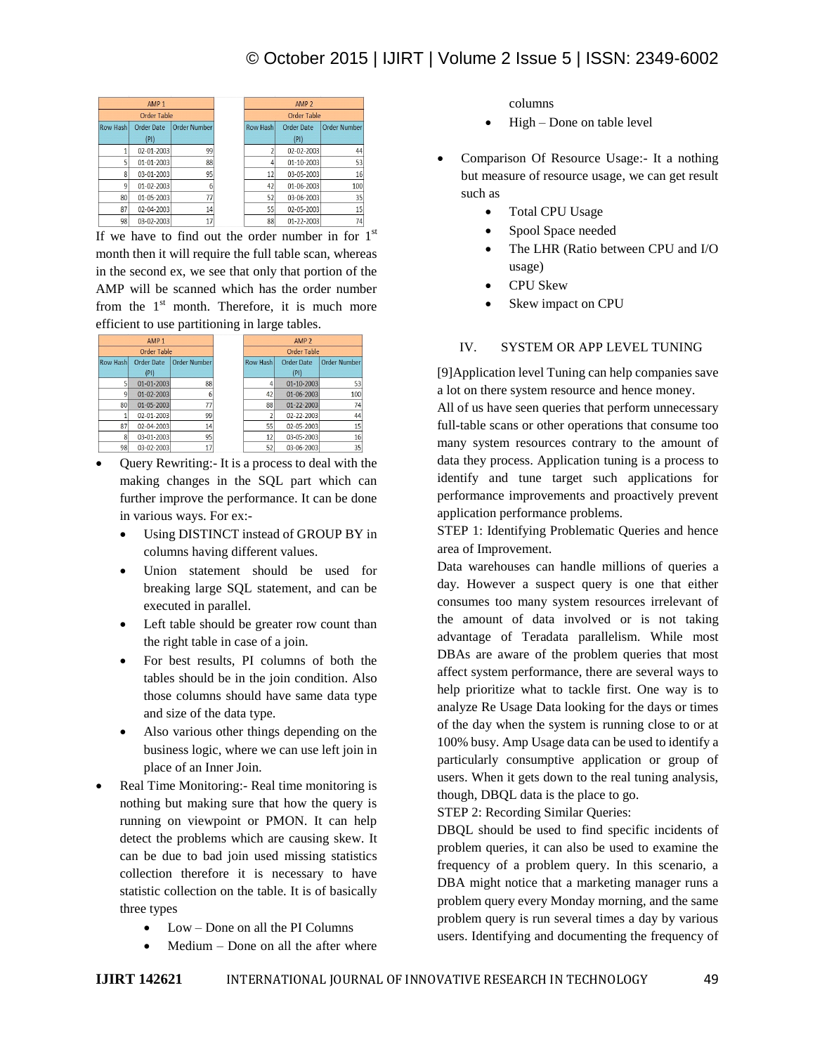| AMP 1 | | | | AMP 2 | | |
|---|---|---|---|---|---|---|
| Order Table | | | | Order Table | | |
| Row Hash | Order Date (PI) | Order Number | | Row Hash | Order Date (PI) | Order Number |
| 1 | 02-01-2003 | 99 | | 2 | 02-02-2003 | 44 |
| 5 | 01-01-2003 | 88 | | 4 | 01-10-2003 | 53 |
| 8 | 03-01-2003 | 95 | | 12 | 03-05-2003 | 16 |
| 9 | 01-02-2003 | 6 | | 42 | 01-06-2003 | 100 |
| 80 | 01-05-2003 | 77 | | 52 | 03-06-2003 | 35 |
| 87 | 02-04-2003 | 14 | | 55 | 02-05-2003 | 15 |
| 98 | 03-02-2003 | 17 | | 88 | 01-22-2003 | 74 |

If we have to find out the order number in for 1st month then it will require the full table scan, whereas in the second ex, we see that only that portion of the AMP will be scanned which has the order number from the 1st month. Therefore, it is much more efficient to use partitioning in large tables.

| AMP 1 | | | | AMP 2 | | |
|---|---|---|---|---|---|---|
| Order Table | | | | Order Table | | |
| Row Hash | Order Date (PI) | Order Number | | Row Hash | Order Date (PI) | Order Number |
| 5 | 01-01-2003 | 88 | | 4 | 01-10-2003 | 53 |
| 9 | 01-02-2003 | 6 | | 42 | 01-06-2003 | 100 |
| 80 | 01-05-2003 | 77 | | 88 | 01-22-2003 | 74 |
| 1 | 02-01-2003 | 99 | | 2 | 02-22-2003 | 44 |
| 87 | 02-04-2003 | 14 | | 55 | 02-05-2003 | 15 |
| 8 | 03-01-2003 | 95 | | 12 | 03-05-2003 | 16 |
| 98 | 03-02-2003 | 17 | | 52 | 03-06-2003 | 35 |

- Query Rewriting:- It is a process to deal with the making changes in the SQL part which can further improve the performance. It can be done in various ways. For ex:-
  - Using DISTINCT instead of GROUP BY in columns having different values.
  - Union statement should be used for breaking large SQL statement, and can be executed in parallel.
  - Left table should be greater row count than the right table in case of a join.
  - For best results, PI columns of both the tables should be in the join condition. Also those columns should have same data type and size of the data type.
  - Also various other things depending on the business logic, where we can use left join in place of an Inner Join.
- Real Time Monitoring:- Real time monitoring is nothing but making sure that how the query is running on viewpoint or PMON. It can help detect the problems which are causing skew. It can be due to bad join used missing statistics collection therefore it is necessary to have statistic collection on the table. It is of basically three types
  - Low – Done on all the PI Columns
  - Medium – Done on all the after where columns
  - High – Done on table level
- Comparison Of Resource Usage:- It a nothing but measure of resource usage, we can get result such as
  - Total CPU Usage
  - Spool Space needed
  - The LHR (Ratio between CPU and I/O usage)
  - CPU Skew
  - Skew impact on CPU

## IV. SYSTEM OR APP LEVEL TUNING

[9]Application level Tuning can help companies save a lot on there system resource and hence money.

All of us have seen queries that perform unnecessary full-table scans or other operations that consume too many system resources contrary to the amount of data they process. Application tuning is a process to identify and tune target such applications for performance improvements and proactively prevent application performance problems.

STEP 1: Identifying Problematic Queries and hence area of Improvement.

Data warehouses can handle millions of queries a day. However a suspect query is one that either consumes too many system resources irrelevant of the amount of data involved or is not taking advantage of Teradata parallelism. While most DBAs are aware of the problem queries that most affect system performance, there are several ways to help prioritize what to tackle first. One way is to analyze Re Usage Data looking for the days or times of the day when the system is running close to or at 100% busy. Amp Usage data can be used to identify a particularly consumptive application or group of users. When it gets down to the real tuning analysis, though, DBQL data is the place to go.

STEP 2: Recording Similar Queries:

DBQL should be used to find specific incidents of problem queries, it can also be used to examine the frequency of a problem query. In this scenario, a DBA might notice that a marketing manager runs a problem query every Monday morning, and the same problem query is run several times a day by various users. Identifying and documenting the frequency of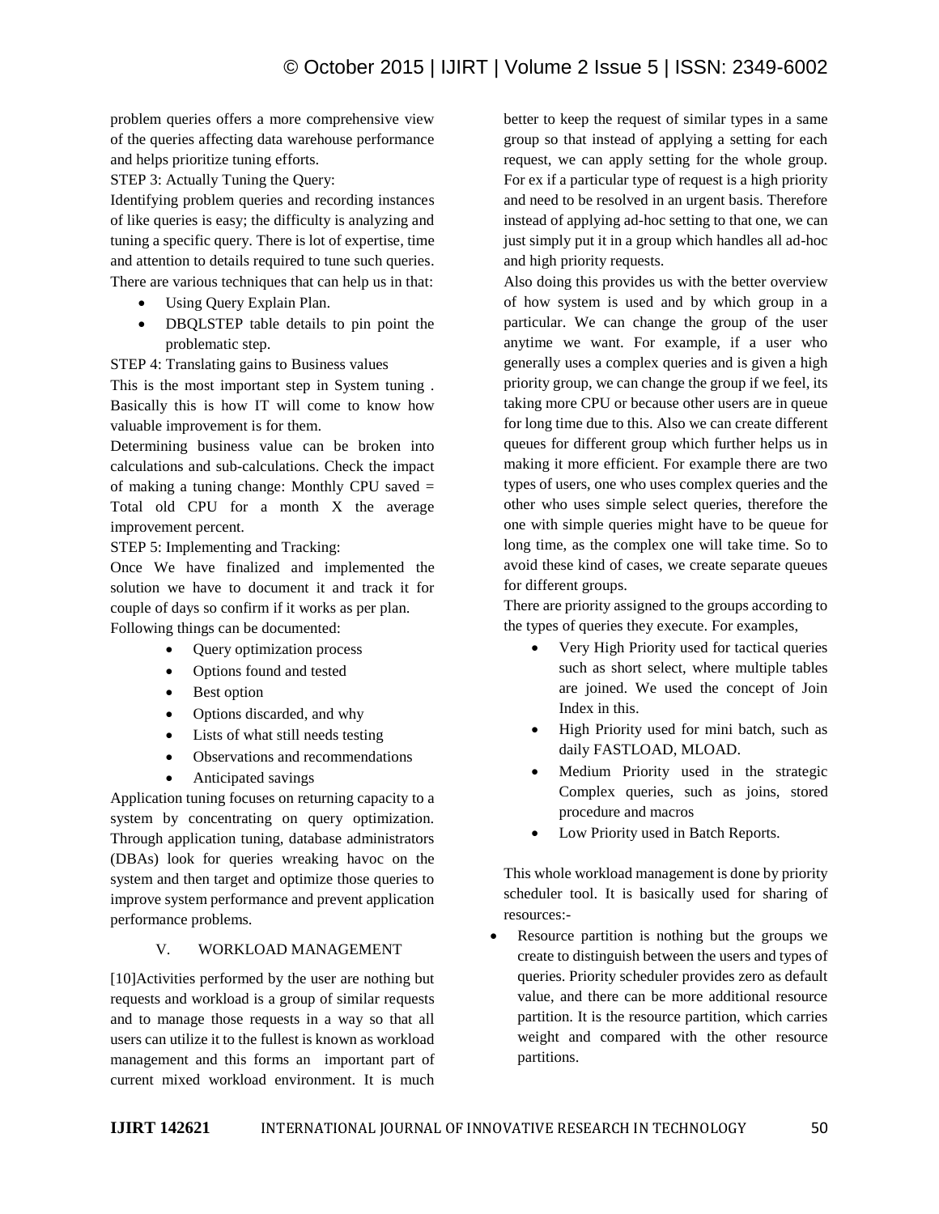problem queries offers a more comprehensive view of the queries affecting data warehouse performance and helps prioritize tuning efforts.

STEP 3: Actually Tuning the Query:

Identifying problem queries and recording instances of like queries is easy; the difficulty is analyzing and tuning a specific query. There is lot of expertise, time and attention to details required to tune such queries. There are various techniques that can help us in that:

- Using Query Explain Plan.
- DBQLSTEP table details to pin point the problematic step.

STEP 4: Translating gains to Business values

This is the most important step in System tuning . Basically this is how IT will come to know how valuable improvement is for them.

Determining business value can be broken into calculations and sub-calculations. Check the impact of making a tuning change: Monthly CPU saved = Total old CPU for a month X the average improvement percent.

STEP 5: Implementing and Tracking:

Once We have finalized and implemented the solution we have to document it and track it for couple of days so confirm if it works as per plan. Following things can be documented:

- Query optimization process
- Options found and tested
- Best option
- Options discarded, and why
- Lists of what still needs testing
- Observations and recommendations
- Anticipated savings

Application tuning focuses on returning capacity to a system by concentrating on query optimization. Through application tuning, database administrators (DBAs) look for queries wreaking havoc on the system and then target and optimize those queries to improve system performance and prevent application performance problems.

## V. WORKLOAD MANAGEMENT

[10]Activities performed by the user are nothing but requests and workload is a group of similar requests and to manage those requests in a way so that all users can utilize it to the fullest is known as workload management and this forms an important part of current mixed workload environment. It is much better to keep the request of similar types in a same group so that instead of applying a setting for each request, we can apply setting for the whole group. For ex if a particular type of request is a high priority and need to be resolved in an urgent basis. Therefore instead of applying ad-hoc setting to that one, we can just simply put it in a group which handles all ad-hoc and high priority requests.

Also doing this provides us with the better overview of how system is used and by which group in a particular. We can change the group of the user anytime we want. For example, if a user who generally uses a complex queries and is given a high priority group, we can change the group if we feel, its taking more CPU or because other users are in queue for long time due to this. Also we can create different queues for different group which further helps us in making it more efficient. For example there are two types of users, one who uses complex queries and the other who uses simple select queries, therefore the one with simple queries might have to be queue for long time, as the complex one will take time. So to avoid these kind of cases, we create separate queues for different groups.

There are priority assigned to the groups according to the types of queries they execute. For examples,

- Very High Priority used for tactical queries such as short select, where multiple tables are joined. We used the concept of Join Index in this.
- High Priority used for mini batch, such as daily FASTLOAD, MLOAD.
- Medium Priority used in the strategic Complex queries, such as joins, stored procedure and macros
- Low Priority used in Batch Reports.

This whole workload management is done by priority scheduler tool. It is basically used for sharing of resources:-

- Resource partition is nothing but the groups we create to distinguish between the users and types of queries. Priority scheduler provides zero as default value, and there can be more additional resource partition. It is the resource partition, which carries weight and compared with the other resource partitions.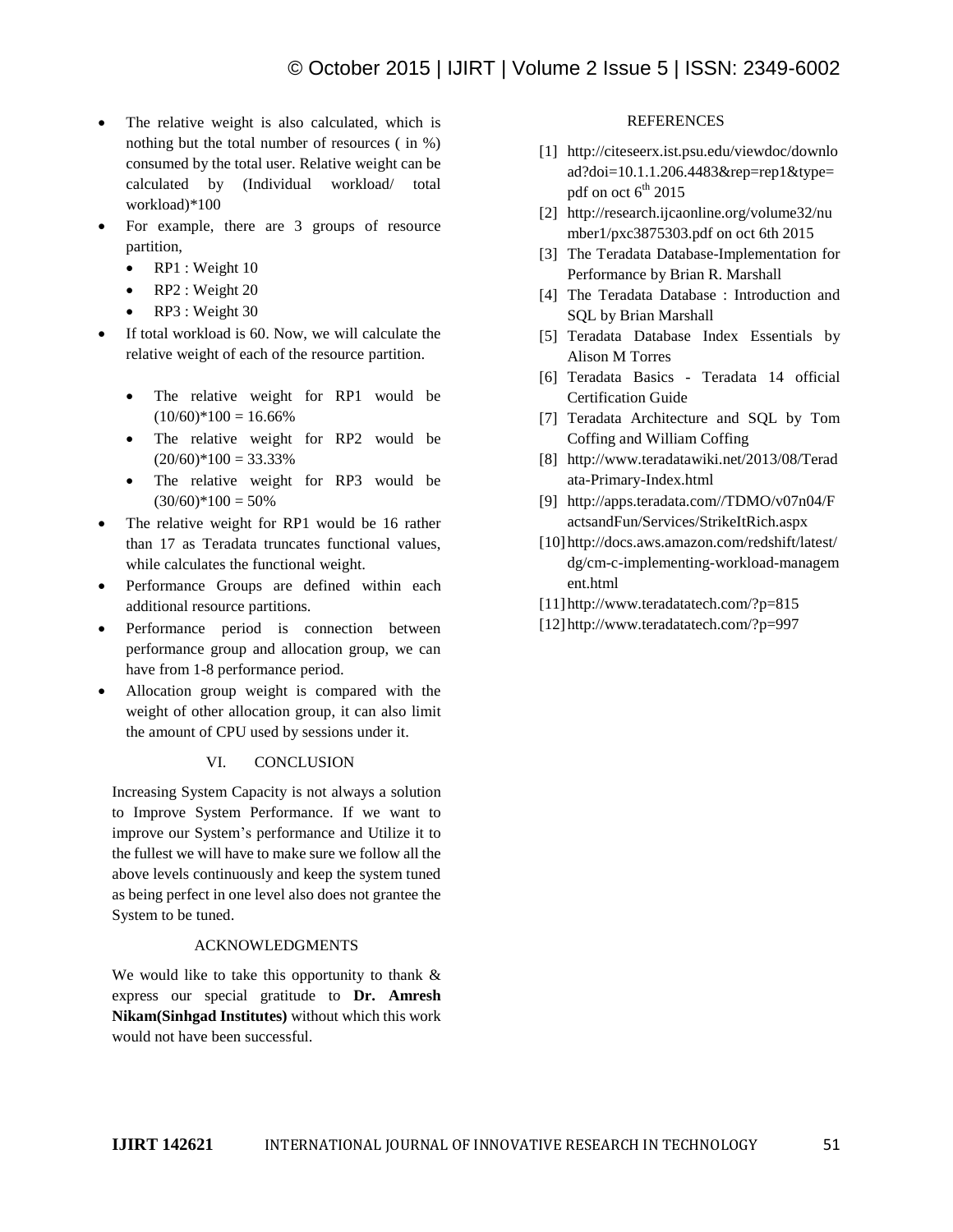- The relative weight is also calculated, which is nothing but the total number of resources ( in %) consumed by the total user. Relative weight can be calculated by (Individual workload/ total workload)*100
- For example, there are 3 groups of resource partition,
  - RP1 : Weight 10
  - RP2 : Weight 20
  - RP3 : Weight 30
- If total workload is 60. Now, we will calculate the relative weight of each of the resource partition.
  - The relative weight for RP1 would be (10/60)*100 = 16.66%
  - The relative weight for RP2 would be (20/60)*100 = 33.33%
  - The relative weight for RP3 would be (30/60)*100 = 50%
- The relative weight for RP1 would be 16 rather than 17 as Teradata truncates functional values, while calculates the functional weight.
- Performance Groups are defined within each additional resource partitions.
- Performance period is connection between performance group and allocation group, we can have from 1-8 performance period.
- Allocation group weight is compared with the weight of other allocation group, it can also limit the amount of CPU used by sessions under it.

## VI. CONCLUSION

Increasing System Capacity is not always a solution to Improve System Performance. If we want to improve our System's performance and Utilize it to the fullest we will have to make sure we follow all the above levels continuously and keep the system tuned as being perfect in one level also does not grantee the System to be tuned.

## ACKNOWLEDGMENTS

We would like to take this opportunity to thank & express our special gratitude to **Dr. Amresh Nikam(Sinhgad Institutes)** without which this work would not have been successful.

## REFERENCES

[1] http://citeseerx.ist.psu.edu/viewdoc/download?doi=10.1.1.206.4483&rep=rep1&type=pdf on oct 6th 2015

[2] http://research.ijcaonline.org/volume32/number1/pxc3875303.pdf on oct 6th 2015

[3] The Teradata Database-Implementation for Performance by Brian R. Marshall

[4] The Teradata Database : Introduction and SQL by Brian Marshall

[5] Teradata Database Index Essentials by Alison M Torres

[6] Teradata Basics - Teradata 14 official Certification Guide

[7] Teradata Architecture and SQL by Tom Coffing and William Coffing

[8] http://www.teradatawiki.net/2013/08/Teradata-Primary-Index.html

[9] http://apps.teradata.com//TDMO/v07n04/FactsandFun/Services/StrikeItRich.aspx

[10] http://docs.aws.amazon.com/redshift/latest/dg/cm-c-implementing-workload-management.html

[11] http://www.teradatatech.com/?p=815

[12] http://www.teradatatech.com/?p=997